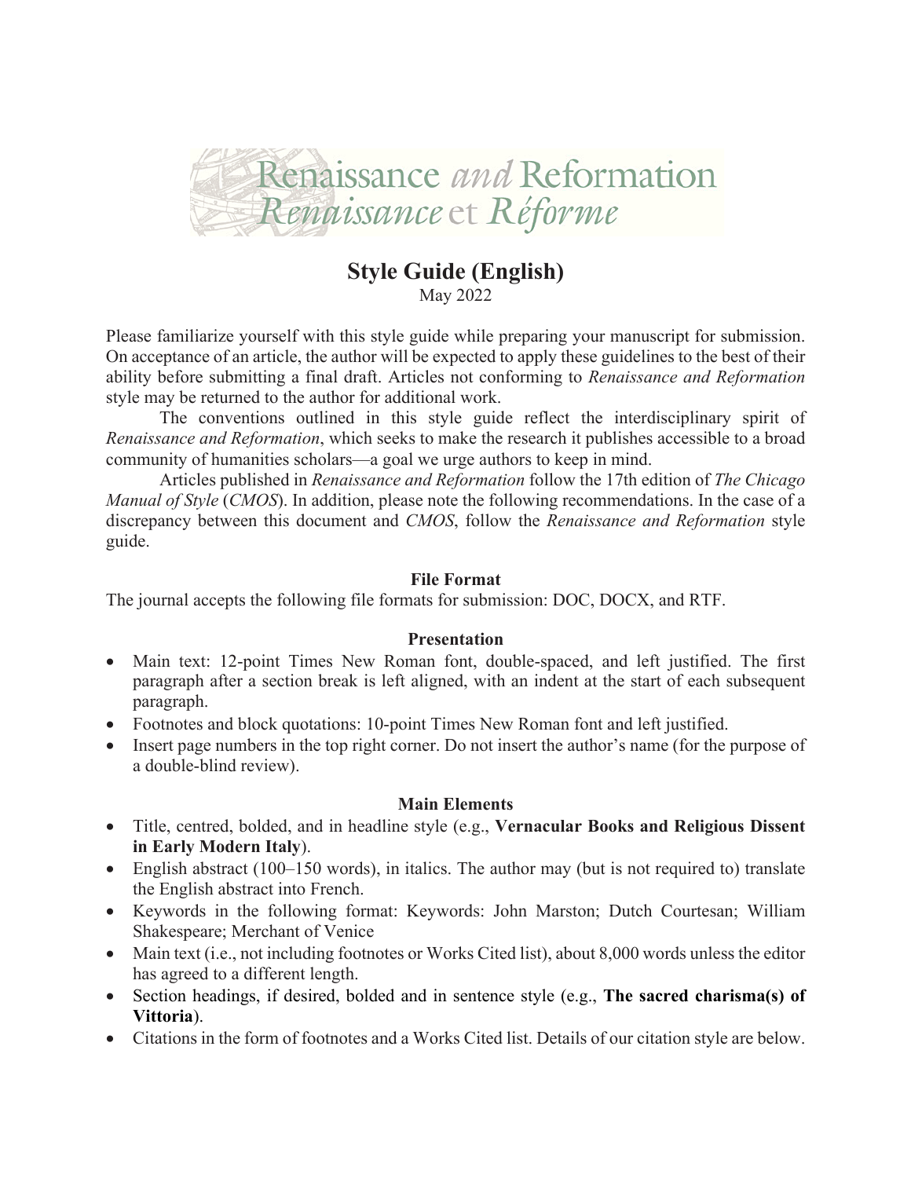Renaissance *and* Reformation
*Renaissance* et *Réforme*

# Style Guide (English)

May 2022

Please familiarize yourself with this style guide while preparing your manuscript for submission. On acceptance of an article, the author will be expected to apply these guidelines to the best of their ability before submitting a final draft. Articles not conforming to *Renaissance and Reformation* style may be returned to the author for additional work.

The conventions outlined in this style guide reflect the interdisciplinary spirit of *Renaissance and Reformation*, which seeks to make the research it publishes accessible to a broad community of humanities scholars—a goal we urge authors to keep in mind.

Articles published in *Renaissance and Reformation* follow the 17th edition of *The Chicago Manual of Style* (*CMOS*). In addition, please note the following recommendations. In the case of a discrepancy between this document and *CMOS*, follow the *Renaissance and Reformation* style guide.

## File Format

The journal accepts the following file formats for submission: DOC, DOCX, and RTF.

## Presentation

- Main text: 12-point Times New Roman font, double-spaced, and left justified. The first paragraph after a section break is left aligned, with an indent at the start of each subsequent paragraph.
- Footnotes and block quotations: 10-point Times New Roman font and left justified.
- Insert page numbers in the top right corner. Do not insert the author's name (for the purpose of a double-blind review).

## Main Elements

- Title, centred, bolded, and in headline style (e.g., **Vernacular Books and Religious Dissent in Early Modern Italy**).
- English abstract (100–150 words), in italics. The author may (but is not required to) translate the English abstract into French.
- Keywords in the following format: Keywords: John Marston; Dutch Courtesan; William Shakespeare; Merchant of Venice
- Main text (i.e., not including footnotes or Works Cited list), about 8,000 words unless the editor has agreed to a different length.
- Section headings, if desired, bolded and in sentence style (e.g., **The sacred charisma(s) of Vittoria**).
- Citations in the form of footnotes and a Works Cited list. Details of our citation style are below.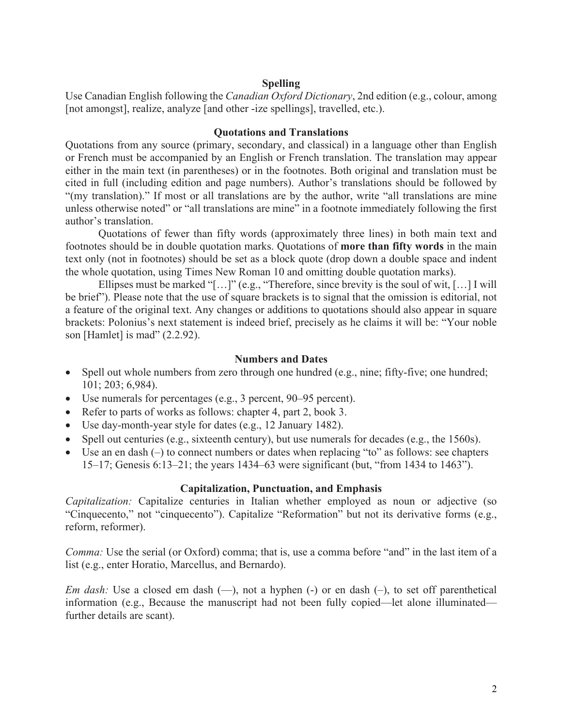## Spelling

Use Canadian English following the *Canadian Oxford Dictionary*, 2nd edition (e.g., colour, among [not amongst], realize, analyze [and other -ize spellings], travelled, etc.).

## Quotations and Translations

Quotations from any source (primary, secondary, and classical) in a language other than English or French must be accompanied by an English or French translation. The translation may appear either in the main text (in parentheses) or in the footnotes. Both original and translation must be cited in full (including edition and page numbers). Author's translations should be followed by "(my translation)." If most or all translations are by the author, write "all translations are mine unless otherwise noted" or "all translations are mine" in a footnote immediately following the first author's translation.

Quotations of fewer than fifty words (approximately three lines) in both main text and footnotes should be in double quotation marks. Quotations of **more than fifty words** in the main text only (not in footnotes) should be set as a block quote (drop down a double space and indent the whole quotation, using Times New Roman 10 and omitting double quotation marks).

Ellipses must be marked "[…]" (e.g., "Therefore, since brevity is the soul of wit, […] I will be brief"). Please note that the use of square brackets is to signal that the omission is editorial, not a feature of the original text. Any changes or additions to quotations should also appear in square brackets: Polonius's next statement is indeed brief, precisely as he claims it will be: "Your noble son [Hamlet] is mad" (2.2.92).

## Numbers and Dates

- Spell out whole numbers from zero through one hundred (e.g., nine; fifty-five; one hundred; 101; 203; 6,984).
- Use numerals for percentages (e.g., 3 percent, 90–95 percent).
- Refer to parts of works as follows: chapter 4, part 2, book 3.
- Use day-month-year style for dates (e.g., 12 January 1482).
- Spell out centuries (e.g., sixteenth century), but use numerals for decades (e.g., the 1560s).
- Use an en dash (–) to connect numbers or dates when replacing "to" as follows: see chapters 15–17; Genesis 6:13–21; the years 1434–63 were significant (but, "from 1434 to 1463").

## Capitalization, Punctuation, and Emphasis

*Capitalization:* Capitalize centuries in Italian whether employed as noun or adjective (so "Cinquecento," not "cinquecento"). Capitalize "Reformation" but not its derivative forms (e.g., reform, reformer).

*Comma:* Use the serial (or Oxford) comma; that is, use a comma before "and" in the last item of a list (e.g., enter Horatio, Marcellus, and Bernardo).

*Em dash:* Use a closed em dash (—), not a hyphen (-) or en dash (–), to set off parenthetical information (e.g., Because the manuscript had not been fully copied—let alone illuminated—further details are scant).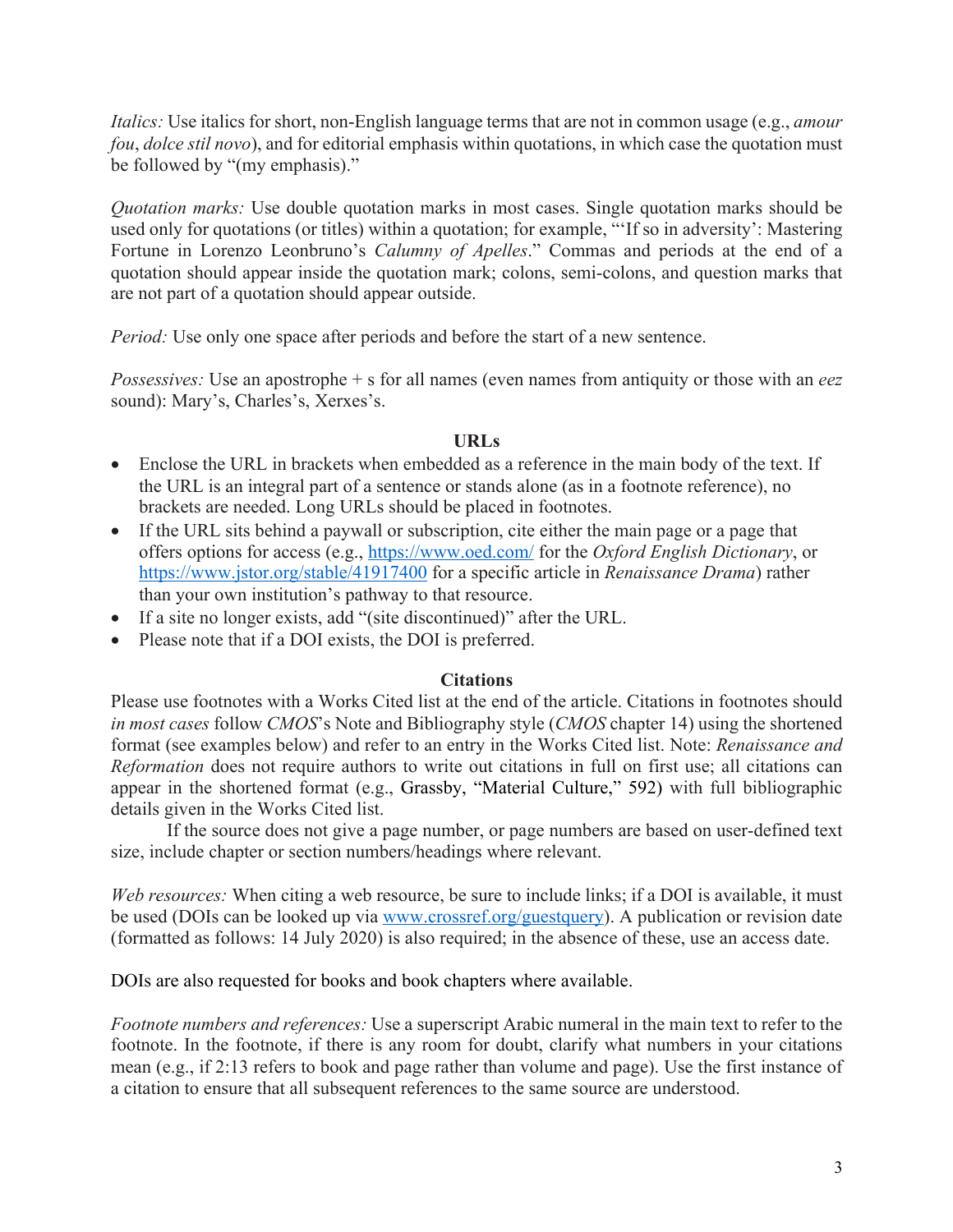*Italics:* Use italics for short, non-English language terms that are not in common usage (e.g., *amour fou*, *dolce stil novo*), and for editorial emphasis within quotations, in which case the quotation must be followed by "(my emphasis)."

*Quotation marks:* Use double quotation marks in most cases. Single quotation marks should be used only for quotations (or titles) within a quotation; for example, "'If so in adversity': Mastering Fortune in Lorenzo Leonbruno's *Calumny of Apelles*." Commas and periods at the end of a quotation should appear inside the quotation mark; colons, semi-colons, and question marks that are not part of a quotation should appear outside.

*Period:* Use only one space after periods and before the start of a new sentence.

*Possessives:* Use an apostrophe + s for all names (even names from antiquity or those with an *eez* sound): Mary's, Charles's, Xerxes's.

**URLs**

- Enclose the URL in brackets when embedded as a reference in the main body of the text. If the URL is an integral part of a sentence or stands alone (as in a footnote reference), no brackets are needed. Long URLs should be placed in footnotes.
- If the URL sits behind a paywall or subscription, cite either the main page or a page that offers options for access (e.g., https://www.oed.com/ for the *Oxford English Dictionary*, or https://www.jstor.org/stable/41917400 for a specific article in *Renaissance Drama*) rather than your own institution's pathway to that resource.
- If a site no longer exists, add "(site discontinued)" after the URL.
- Please note that if a DOI exists, the DOI is preferred.

**Citations**

Please use footnotes with a Works Cited list at the end of the article. Citations in footnotes should *in most cases* follow *CMOS*'s Note and Bibliography style (*CMOS* chapter 14) using the shortened format (see examples below) and refer to an entry in the Works Cited list. Note: *Renaissance and Reformation* does not require authors to write out citations in full on first use; all citations can appear in the shortened format (e.g., Grassby, "Material Culture," 592) with full bibliographic details given in the Works Cited list.

If the source does not give a page number, or page numbers are based on user-defined text size, include chapter or section numbers/headings where relevant.

*Web resources:* When citing a web resource, be sure to include links; if a DOI is available, it must be used (DOIs can be looked up via www.crossref.org/guestquery). A publication or revision date (formatted as follows: 14 July 2020) is also required; in the absence of these, use an access date.

DOIs are also requested for books and book chapters where available.

*Footnote numbers and references:* Use a superscript Arabic numeral in the main text to refer to the footnote. In the footnote, if there is any room for doubt, clarify what numbers in your citations mean (e.g., if 2:13 refers to book and page rather than volume and page). Use the first instance of a citation to ensure that all subsequent references to the same source are understood.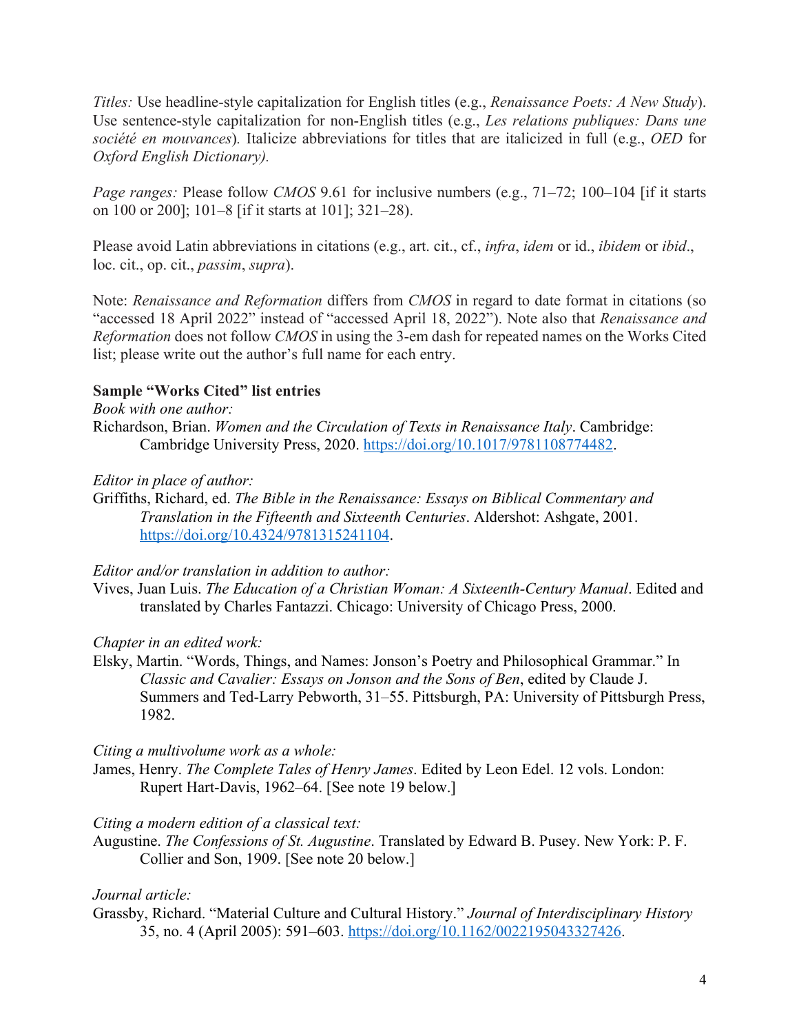*Titles:* Use headline-style capitalization for English titles (e.g., *Renaissance Poets: A New Study*). Use sentence-style capitalization for non-English titles (e.g., *Les relations publiques: Dans une société en mouvances*). Italicize abbreviations for titles that are italicized in full (e.g., *OED* for *Oxford English Dictionary).*

*Page ranges:* Please follow *CMOS* 9.61 for inclusive numbers (e.g., 71–72; 100–104 [if it starts on 100 or 200]; 101–8 [if it starts at 101]; 321–28).

Please avoid Latin abbreviations in citations (e.g., art. cit., cf., *infra*, *idem* or id., *ibidem* or *ibid*., loc. cit., op. cit., *passim*, *supra*).

Note: *Renaissance and Reformation* differs from *CMOS* in regard to date format in citations (so "accessed 18 April 2022" instead of "accessed April 18, 2022"). Note also that *Renaissance and Reformation* does not follow *CMOS* in using the 3-em dash for repeated names on the Works Cited list; please write out the author's full name for each entry.

**Sample "Works Cited" list entries**

*Book with one author:*

Richardson, Brian. *Women and the Circulation of Texts in Renaissance Italy*. Cambridge: Cambridge University Press, 2020. https://doi.org/10.1017/9781108774482.

*Editor in place of author:*

Griffiths, Richard, ed. *The Bible in the Renaissance: Essays on Biblical Commentary and Translation in the Fifteenth and Sixteenth Centuries*. Aldershot: Ashgate, 2001. https://doi.org/10.4324/9781315241104.

*Editor and/or translation in addition to author:*

Vives, Juan Luis. *The Education of a Christian Woman: A Sixteenth-Century Manual*. Edited and translated by Charles Fantazzi. Chicago: University of Chicago Press, 2000.

*Chapter in an edited work:*

Elsky, Martin. "Words, Things, and Names: Jonson's Poetry and Philosophical Grammar." In *Classic and Cavalier: Essays on Jonson and the Sons of Ben*, edited by Claude J. Summers and Ted-Larry Pebworth, 31–55. Pittsburgh, PA: University of Pittsburgh Press, 1982.

*Citing a multivolume work as a whole:*

James, Henry. *The Complete Tales of Henry James*. Edited by Leon Edel. 12 vols. London: Rupert Hart-Davis, 1962–64. [See note 19 below.]

*Citing a modern edition of a classical text:*

Augustine. *The Confessions of St. Augustine*. Translated by Edward B. Pusey. New York: P. F. Collier and Son, 1909. [See note 20 below.]

*Journal article:*

Grassby, Richard. "Material Culture and Cultural History." *Journal of Interdisciplinary History* 35, no. 4 (April 2005): 591–603. https://doi.org/10.1162/0022195043327426.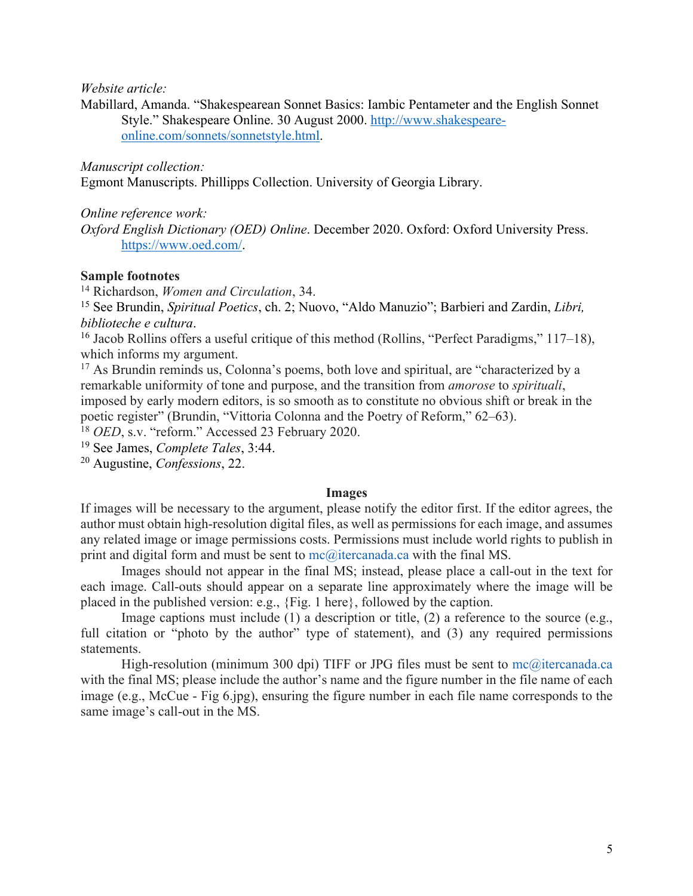*Website article:*

Mabillard, Amanda. "Shakespearean Sonnet Basics: Iambic Pentameter and the English Sonnet Style." Shakespeare Online. 30 August 2000. http://www.shakespeare-online.com/sonnets/sonnetstyle.html.

*Manuscript collection:*

Egmont Manuscripts. Phillipps Collection. University of Georgia Library.

*Online reference work:*

*Oxford English Dictionary (OED) Online*. December 2020. Oxford: Oxford University Press. https://www.oed.com/.

**Sample footnotes**

[14] Richardson, *Women and Circulation*, 34.

[15] See Brundin, *Spiritual Poetics*, ch. 2; Nuovo, "Aldo Manuzio"; Barbieri and Zardin, *Libri, biblioteche e cultura*.

[16] Jacob Rollins offers a useful critique of this method (Rollins, "Perfect Paradigms," 117–18), which informs my argument.

[17] As Brundin reminds us, Colonna's poems, both love and spiritual, are "characterized by a remarkable uniformity of tone and purpose, and the transition from *amorose* to *spirituali*, imposed by early modern editors, is so smooth as to constitute no obvious shift or break in the poetic register" (Brundin, "Vittoria Colonna and the Poetry of Reform," 62–63).

[18] *OED*, s.v. "reform." Accessed 23 February 2020.

[19] See James, *Complete Tales*, 3:44.

[20] Augustine, *Confessions*, 22.

## Images

If images will be necessary to the argument, please notify the editor first. If the editor agrees, the author must obtain high-resolution digital files, as well as permissions for each image, and assumes any related image or image permissions costs. Permissions must include world rights to publish in print and digital form and must be sent to mc@itercanada.ca with the final MS.

Images should not appear in the final MS; instead, please place a call-out in the text for each image. Call-outs should appear on a separate line approximately where the image will be placed in the published version: e.g., {Fig. 1 here}, followed by the caption.

Image captions must include (1) a description or title, (2) a reference to the source (e.g., full citation or "photo by the author" type of statement), and (3) any required permissions statements.

High-resolution (minimum 300 dpi) TIFF or JPG files must be sent to mc@itercanada.ca with the final MS; please include the author's name and the figure number in the file name of each image (e.g., McCue - Fig 6.jpg), ensuring the figure number in each file name corresponds to the same image's call-out in the MS.